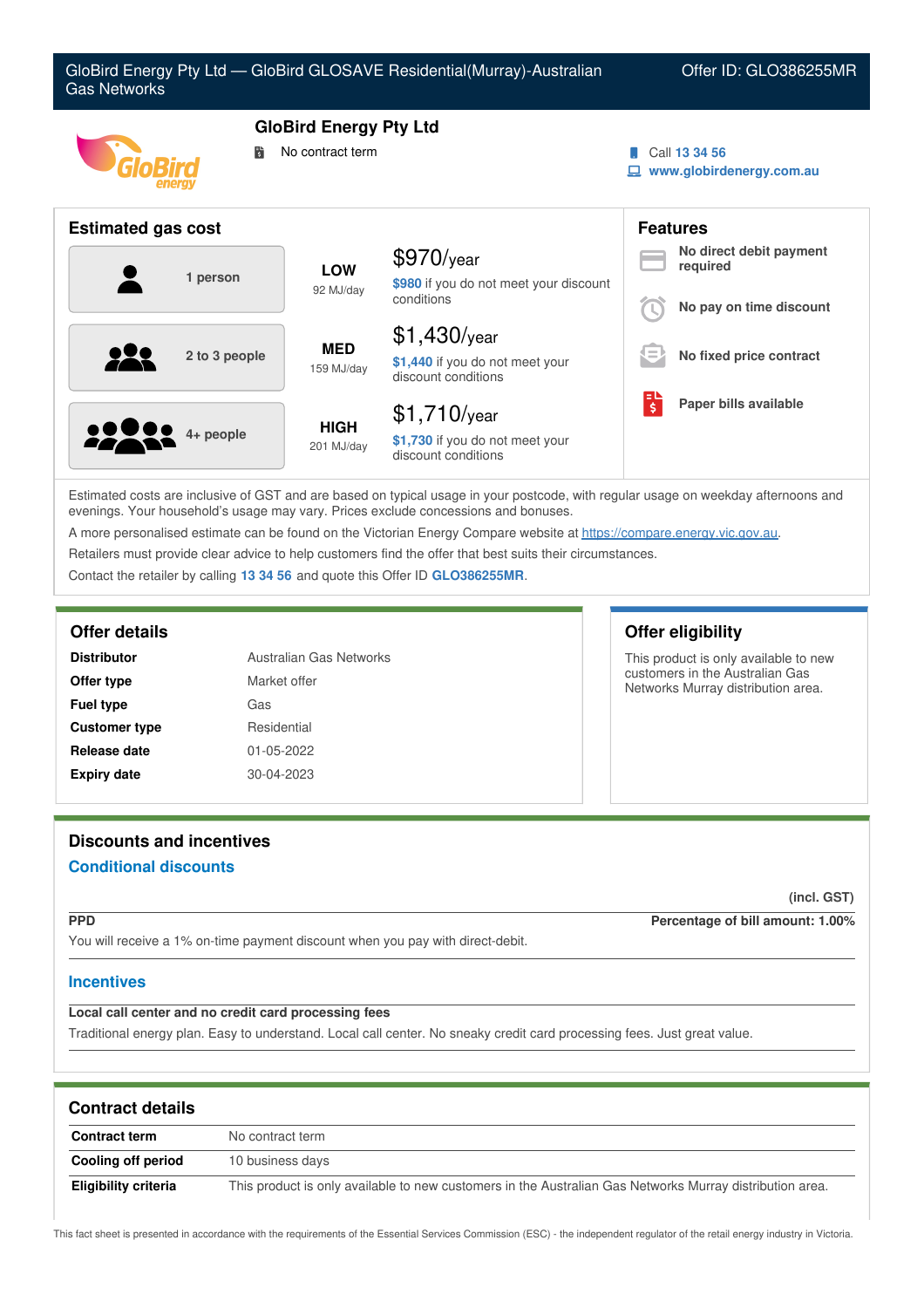# GloBird Energy Pty Ltd — GloBird GLOSAVE Residential(Murray)-Australian Gas Networks

Offer ID: GLO386255MR

## GloBird Energy Pty Ltd

No contract term

Call 13 34 56
www.globirdenergy.com.au

## Estimated gas cost

| Household | Usage | Cost |
|---|---|---|
| 1 person | LOW 92 MJ/day | $970/year — $980 if you do not meet your discount conditions |
| 2 to 3 people | MED 159 MJ/day | $1,430/year — $1,440 if you do not meet your discount conditions |
| 4+ people | HIGH 201 MJ/day | $1,710/year — $1,730 if you do not meet your discount conditions |

## Features

- No direct debit payment required
- No pay on time discount
- No fixed price contract
- Paper bills available

Estimated costs are inclusive of GST and are based on typical usage in your postcode, with regular usage on weekday afternoons and evenings. Your household's usage may vary. Prices exclude concessions and bonuses.

A more personalised estimate can be found on the Victorian Energy Compare website at https://compare.energy.vic.gov.au.

Retailers must provide clear advice to help customers find the offer that best suits their circumstances.

Contact the retailer by calling 13 34 56 and quote this Offer ID GLO386255MR.

## Offer details

| | |
|---|---|
| **Distributor** | Australian Gas Networks |
| **Offer type** | Market offer |
| **Fuel type** | Gas |
| **Customer type** | Residential |
| **Release date** | 01-05-2022 |
| **Expiry date** | 30-04-2023 |

## Offer eligibility

This product is only available to new customers in the Australian Gas Networks Murray distribution area.

## Discounts and incentives

### Conditional discounts

(incl. GST)

**PPD** — **Percentage of bill amount: 1.00%**

You will receive a 1% on-time payment discount when you pay with direct-debit.

### Incentives

**Local call center and no credit card processing fees**

Traditional energy plan. Easy to understand. Local call center. No sneaky credit card processing fees. Just great value.

## Contract details

| | |
|---|---|
| **Contract term** | No contract term |
| **Cooling off period** | 10 business days |
| **Eligibility criteria** | This product is only available to new customers in the Australian Gas Networks Murray distribution area. |

This fact sheet is presented in accordance with the requirements of the Essential Services Commission (ESC) - the independent regulator of the retail energy industry in Victoria.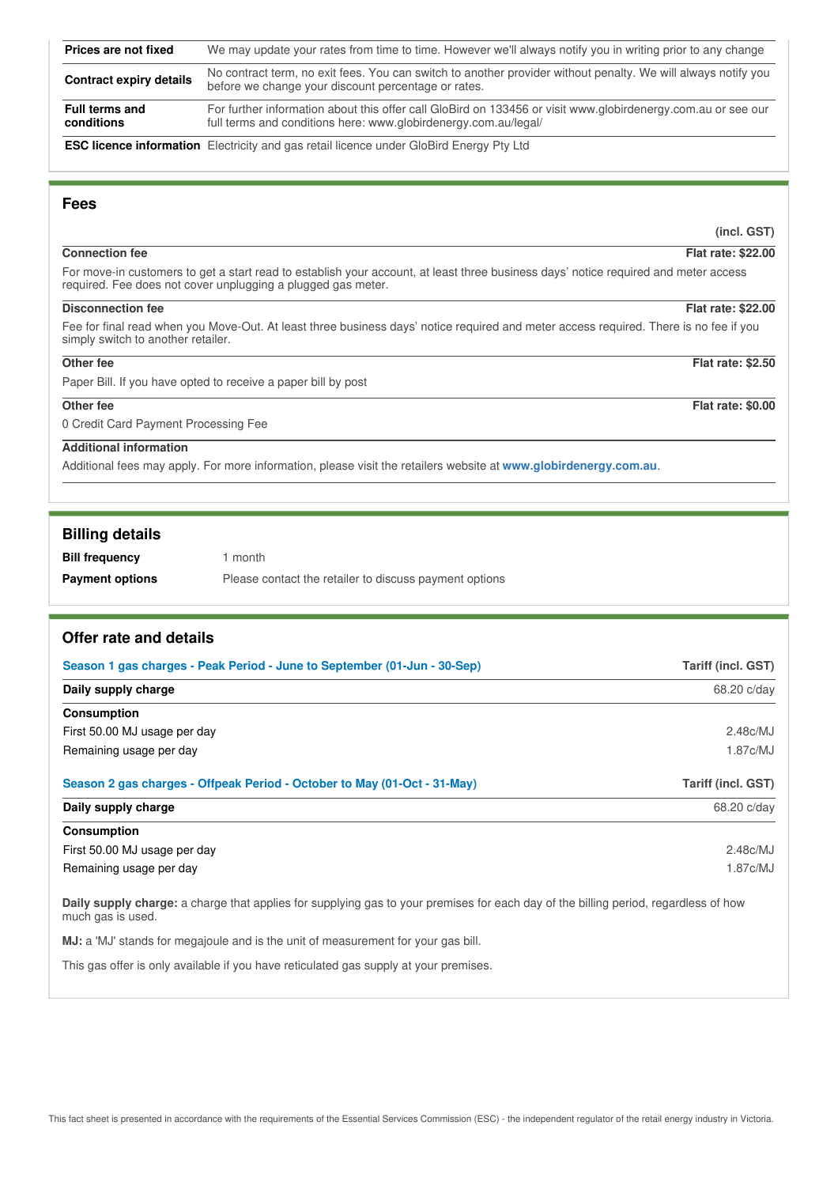| | |
|---|---|
| **Prices are not fixed** | We may update your rates from time to time. However we'll always notify you in writing prior to any change |
| **Contract expiry details** | No contract term, no exit fees. You can switch to another provider without penalty. We will always notify you before we change your discount percentage or rates. |
| **Full terms and conditions** | For further information about this offer call GloBird on 133456 or visit www.globirdenergy.com.au or see our full terms and conditions here: www.globirdenergy.com.au/legal/ |
| **ESC licence information** | Electricity and gas retail licence under GloBird Energy Pty Ltd |

## Fees

| | (incl. GST) |
|---|---|
| **Connection fee** | **Flat rate: $22.00** |

For move-in customers to get a start read to establish your account, at least three business days' notice required and meter access required. Fee does not cover unplugging a plugged gas meter.

| | |
|---|---|
| **Disconnection fee** | **Flat rate: $22.00** |

Fee for final read when you Move-Out. At least three business days' notice required and meter access required. There is no fee if you simply switch to another retailer.

| | |
|---|---|
| **Other fee** | **Flat rate: $2.50** |

Paper Bill. If you have opted to receive a paper bill by post

| | |
|---|---|
| **Other fee** | **Flat rate: $0.00** |

0 Credit Card Payment Processing Fee

**Additional information**

Additional fees may apply. For more information, please visit the retailers website at **www.globirdenergy.com.au**.

## Billing details

| | |
|---|---|
| **Bill frequency** | 1 month |
| **Payment options** | Please contact the retailer to discuss payment options |

## Offer rate and details

| Season 1 gas charges - Peak Period - June to September (01-Jun - 30-Sep) | Tariff (incl. GST) |
|---|---|
| **Daily supply charge** | 68.20 c/day |
| **Consumption** | |
| First 50.00 MJ usage per day | 2.48c/MJ |
| Remaining usage per day | 1.87c/MJ |

| Season 2 gas charges - Offpeak Period - October to May (01-Oct - 31-May) | Tariff (incl. GST) |
|---|---|
| **Daily supply charge** | 68.20 c/day |
| **Consumption** | |
| First 50.00 MJ usage per day | 2.48c/MJ |
| Remaining usage per day | 1.87c/MJ |

**Daily supply charge:** a charge that applies for supplying gas to your premises for each day of the billing period, regardless of how much gas is used.

**MJ:** a 'MJ' stands for megajoule and is the unit of measurement for your gas bill.

This gas offer is only available if you have reticulated gas supply at your premises.

This fact sheet is presented in accordance with the requirements of the Essential Services Commission (ESC) - the independent regulator of the retail energy industry in Victoria.